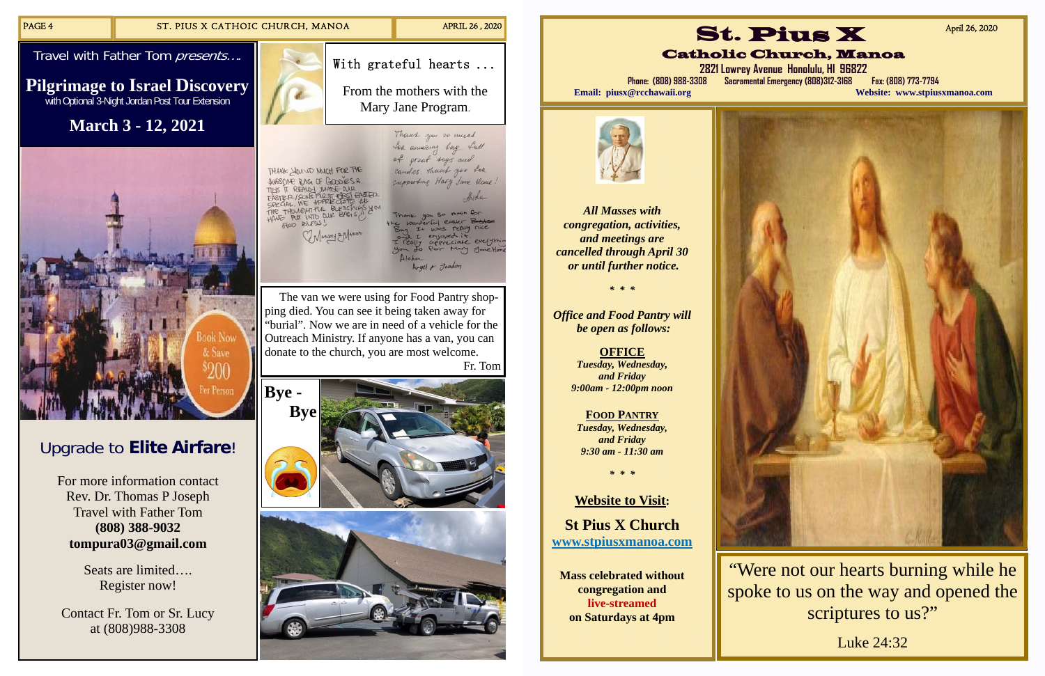Travel with Father Tom *presents….*

## Pilgrimage to Israel Discovery

with Optional 3-Night Jordan Post Tour Extension

## March 3 - 12, 2021

Book Now & Save $200 Per Person

### Upgrade to **Elite Airfare**!

For more information contact
Rev. Dr. Thomas P Joseph
Travel with Father Tom
**(808) 388-9032**
**tompura03@gmail.com**

Seats are limited….
Register now!

Contact Fr. Tom or Sr. Lucy
at (808)988-3308

With grateful hearts ...

From the mothers with the Mary Jane Program.

THANK YOU SO MUCH FOR THE AWESOME BAG OF GOODIES & TOYS. IT REALLY MADE OUR EASTER/SON'S FIRST EASTER SPECIAL. WE APPRECIATE ALL THE THOUGHTFUL BLESSINGS YOU HAVE PUT INTO OUR BABIES. GOD BLESS!
Marley & Makoa

Thank you so much for amazing bag full of great toys and candies. thank you for supporting Mary Jane Home!
Aisha

Thank you so much for the wonderful easter Bag. It was really nice and I enjoyed it. I really appreciate everything you do for Mary Jane Home
Alisha
Angel & Jeadon

The van we were using for Food Pantry shopping died. You can see it being taken away for "burial". Now we are in need of a vehicle for the Outreach Ministry. If anyone has a van, you can donate to the church, you are most welcome.
Fr. Tom

**Bye - Bye**

# St. Pius X

## Catholic Church, Manoa

April 26, 2020

2821 Lowrey Avenue Honolulu, HI 96822
Phone: (808) 988-3308 Sacramental Emergency (808)312-3168 Fax: (808) 773-7794
**Email: piusx@rcchawaii.org** **Website: www.stpiusxmanoa.com**

***All Masses with congregation, activities, and meetings are cancelled through April 30 or until further notice.***

\* \* \*

***Office and Food Pantry will be open as follows:***

**OFFICE**
***Tuesday, Wednesday, and Friday***
***9:00am - 12:00pm noon***

**FOOD PANTRY**
***Tuesday, Wednesday, and Friday***
***9:30 am - 11:30 am***

\* \* \*

**Website to Visit:**

**St Pius X Church**
**www.stpiusxmanoa.com**

**Mass celebrated without congregation and live-streamed on Saturdays at 4pm**

"Were not our hearts burning while he spoke to us on the way and opened the scriptures to us?"

Luke 24:32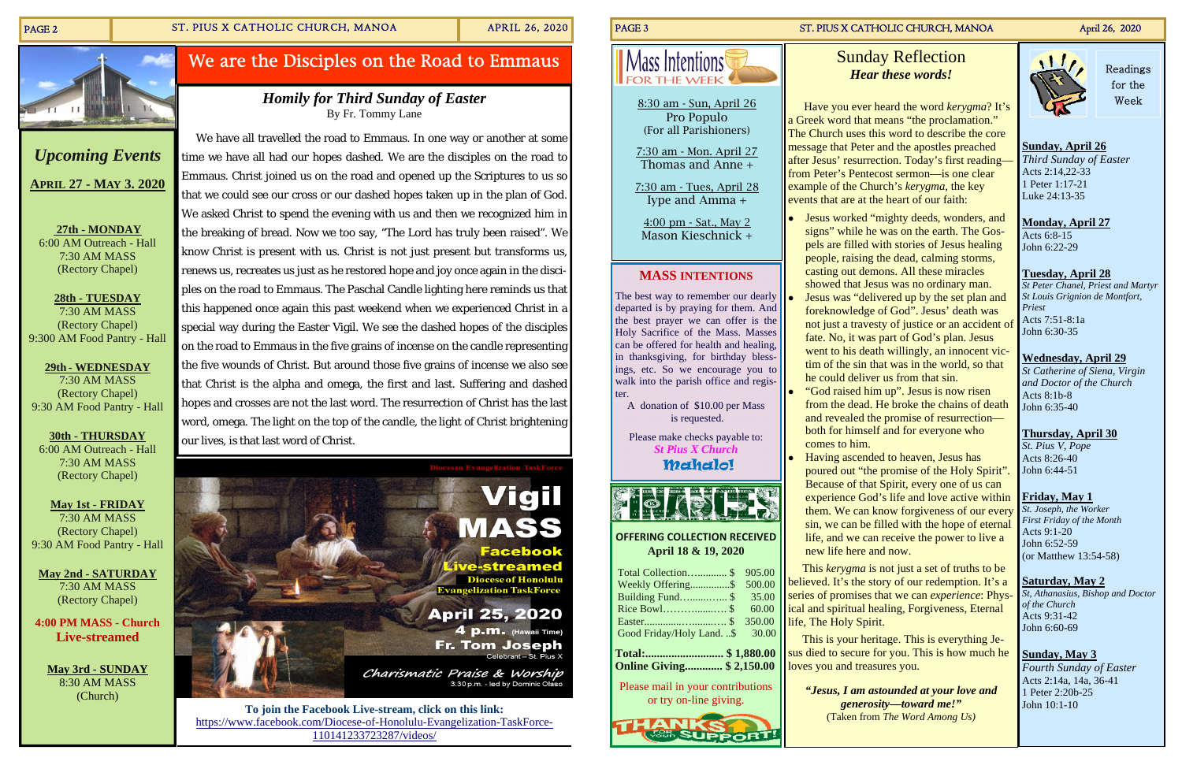## Upcoming Events

**April 27 - May 3. 2020**

**27th - MONDAY**
6:00 AM Outreach - Hall
7:30 AM MASS
(Rectory Chapel)

**28th - TUESDAY**
7:30 AM MASS
(Rectory Chapel)
9:300 AM Food Pantry - Hall

**29th - WEDNESDAY**
7:30 AM MASS
(Rectory Chapel)
9:30 AM Food Pantry - Hall

**30th - THURSDAY**
6:00 AM Outreach - Hall
7:30 AM MASS
(Rectory Chapel)

**May 1st - FRIDAY**
7:30 AM MASS
(Rectory Chapel)
9:30 AM Food Pantry - Hall

**May 2nd - SATURDAY**
7:30 AM MASS
(Rectory Chapel)

**4:00 PM MASS - Church**
**Live-streamed**

**May 3rd - SUNDAY**
8:30 AM MASS
(Church)

# We are the Disciples on the Road to Emmaus

### *Homily for Third Sunday of Easter*

By Fr. Tommy Lane

We have all travelled the road to Emmaus. In one way or another at some time we have all had our hopes dashed. We are the disciples on the road to Emmaus. Christ joined us on the road and opened up the Scriptures to us so that we could see our cross or our dashed hopes taken up in the plan of God. We asked Christ to spend the evening with us and then we recognized him in the breaking of bread. Now we too say, "The Lord has truly been raised". We know Christ is present with us. Christ is not just present but transforms us, renews us, recreates us just as he restored hope and joy once again in the disciples on the road to Emmaus. The Paschal Candle lighting here reminds us that this happened once again this past weekend when we experienced Christ in a special way during the Easter Vigil. We see the dashed hopes of the disciples on the road to Emmaus in the five grains of incense on the candle representing the five wounds of Christ. But around those five grains of incense we also see that Christ is the alpha and omega, the first and last. Suffering and dashed hopes and crosses are not the last word. The resurrection of Christ has the last word, omega. The light on the top of the candle, the light of Christ brightening our lives, is that last word of Christ.

Diocesan Evangelization TaskForce

**Vigil MASS**
**Facebook Live-streamed**
Diocese of Honolulu Evangelization TaskForce
**April 25, 2020**
**4 p.m.** (Hawaii Time)
**Fr. Tom Joseph**
Celebrant – St. Pius X
*Charismatic Praise & Worship*
3:30 p.m. - led by Dominic Olaso

**To join the Facebook Live-stream, click on this link:**
https://www.facebook.com/Diocese-of-Honolulu-Evangelization-TaskForce-110141233723287/videos/

## Mass Intentions FOR THE WEEK

8:30 am - Sun, April 26
Pro Populo
(For all Parishioners)

7:30 am - Mon. April 27
Thomas and Anne +

7:30 am - Tues, April 28
Iype and Amma +

4:00 pm - Sat., May 2
Mason Kieschnick +

### MASS INTENTIONS

The best way to remember our dearly departed is by praying for them. And the best prayer we can offer is the Holy Sacrifice of the Mass. Masses can be offered for health and healing, in thanksgiving, for birthday blessings, etc. So we encourage you to walk into the parish office and register.

A donation of $10.00 per Mass is requested.

Please make checks payable to:
*St Pius X Church*
**Mahalo!**

## FINANCES

**OFFERING COLLECTION RECEIVED**
**April 18 & 19, 2020**

| | |
|---|---|
| Total Collection............. | $ 905.00 |
| Weekly Offering............... | $ 500.00 |
| Building Fund.................. | $ 35.00 |
| Rice Bowl........................ | $ 60.00 |
| Easter................................ | $ 350.00 |
| Good Friday/Holy Land. .. | $ 30.00 |
| **Total:.........................** | **$ 1,880.00** |
| **Online Giving.............** | **$ 2,150.00** |

Please mail in your contributions or try on-line giving.

THANKS FOR YOUR SUPPORT!

## Sunday Reflection

### *Hear these words!*

Have you ever heard the word *kerygma*? It's a Greek word that means "the proclamation." The Church uses this word to describe the core message that Peter and the apostles preached after Jesus' resurrection. Today's first reading—from Peter's Pentecost sermon—is one clear example of the Church's *kerygma*, the key events that are at the heart of our faith:

- Jesus worked "mighty deeds, wonders, and signs" while he was on the earth. The Gospels are filled with stories of Jesus healing people, raising the dead, calming storms, casting out demons. All these miracles showed that Jesus was no ordinary man.
- Jesus was "delivered up by the set plan and foreknowledge of God". Jesus' death was not just a travesty of justice or an accident of fate. No, it was part of God's plan. Jesus went to his death willingly, an innocent victim of the sin that was in the world, so that he could deliver us from that sin.
- "God raised him up". Jesus is now risen from the dead. He broke the chains of death and revealed the promise of resurrection—both for himself and for everyone who comes to him.
- Having ascended to heaven, Jesus has poured out "the promise of the Holy Spirit". Because of that Spirit, every one of us can experience God's life and love active within them. We can know forgiveness of our every sin, we can be filled with the hope of eternal life, and we can receive the power to live a new life here and now.

This *kerygma* is not just a set of truths to be believed. It's the story of our redemption. It's a series of promises that we can *experience*: Physical and spiritual healing, Forgiveness, Eternal life, The Holy Spirit.

This is your heritage. This is everything Jesus died to secure for you. This is how much he loves you and treasures you.

***"Jesus, I am astounded at your love and generosity—toward me!"***
(Taken from *The Word Among Us*)

## Readings for the Week

**Sunday, April 26**
*Third Sunday of Easter*
Acts 2:14,22-33
1 Peter 1:17-21
Luke 24:13-35

**Monday, April 27**
Acts 6:8-15
John 6:22-29

**Tuesday, April 28**
*St Peter Chanel, Priest and Martyr*
*St Louis Grignion de Montfort, Priest*
Acts 7:51-8:1a
John 6:30-35

**Wednesday, April 29**
*St Catherine of Siena, Virgin and Doctor of the Church*
Acts 8:1b-8
John 6:35-40

**Thursday, April 30**
*St. Pius V, Pope*
Acts 8:26-40
John 6:44-51

**Friday, May 1**
*St. Joseph, the Worker*
*First Friday of the Month*
Acts 9:1-20
John 6:52-59
(or Matthew 13:54-58)

**Saturday, May 2**
*St, Athanasius, Bishop and Doctor of the Church*
Acts 9:31-42
John 6:60-69

**Sunday, May 3**
*Fourth Sunday of Easter*
Acts 2:14a, 36-41
1 Peter 2:20b-25
John 10:1-10